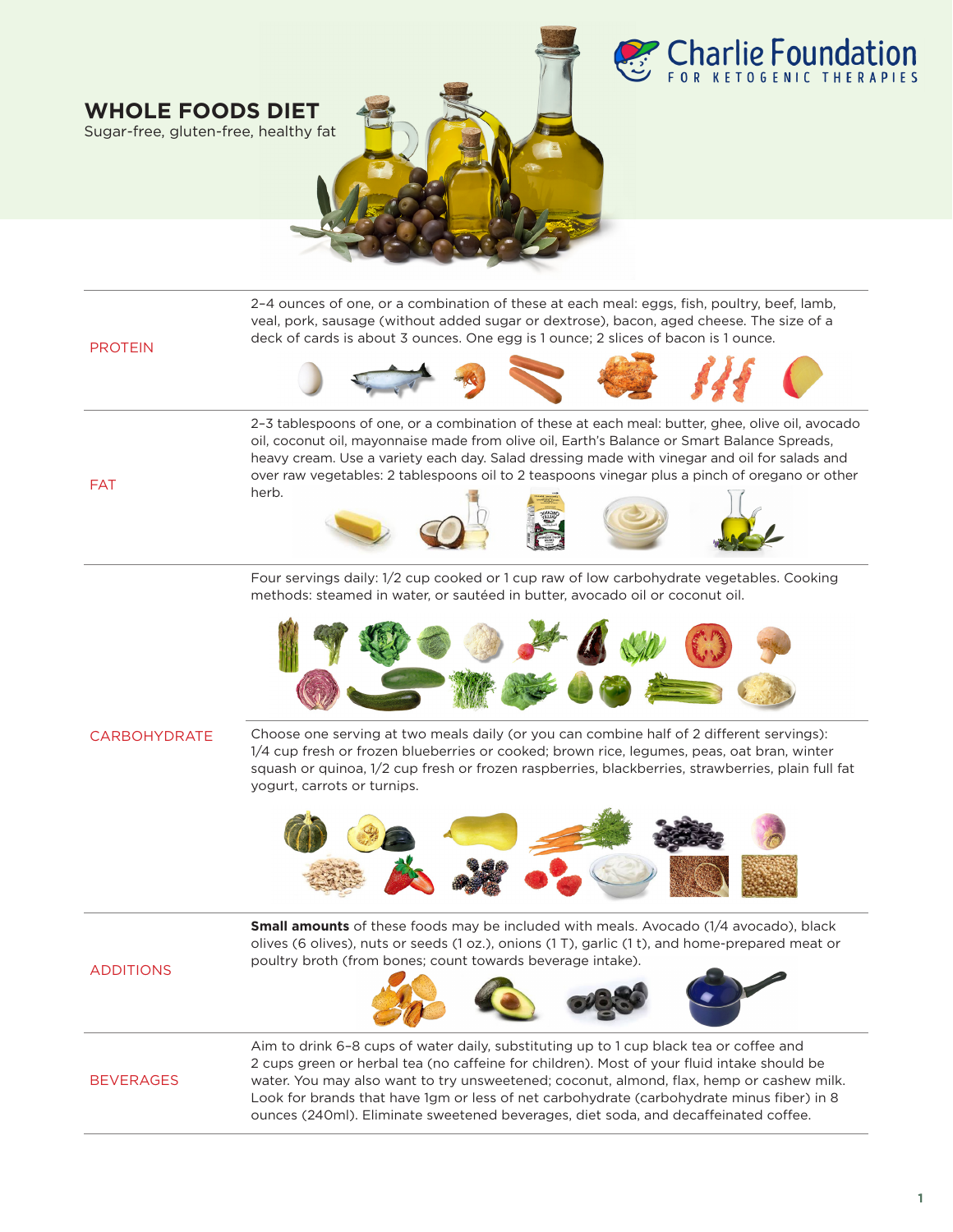Charlie Foundation FOR KETOGENIC THERAPIES

# WHOLE FOODS DIET

Sugar-free, gluten-free, healthy fat

## PROTEIN

2–4 ounces of one, or a combination of these at each meal: eggs, fish, poultry, beef, lamb, veal, pork, sausage (without added sugar or dextrose), bacon, aged cheese. The size of a deck of cards is about 3 ounces. One egg is 1 ounce; 2 slices of bacon is 1 ounce.

## FAT

2–3 tablespoons of one, or a combination of these at each meal: butter, ghee, olive oil, avocado oil, coconut oil, mayonnaise made from olive oil, Earth's Balance or Smart Balance Spreads, heavy cream. Use a variety each day. Salad dressing made with vinegar and oil for salads and over raw vegetables: 2 tablespoons oil to 2 teaspoons vinegar plus a pinch of oregano or other herb.

## CARBOHYDRATE

Four servings daily: 1/2 cup cooked or 1 cup raw of low carbohydrate vegetables. Cooking methods: steamed in water, or sautéed in butter, avocado oil or coconut oil.

Choose one serving at two meals daily (or you can combine half of 2 different servings): 1/4 cup fresh or frozen blueberries or cooked; brown rice, legumes, peas, oat bran, winter squash or quinoa, 1/2 cup fresh or frozen raspberries, blackberries, strawberries, plain full fat yogurt, carrots or turnips.

## ADDITIONS

**Small amounts** of these foods may be included with meals. Avocado (1/4 avocado), black olives (6 olives), nuts or seeds (1 oz.), onions (1 T), garlic (1 t), and home-prepared meat or poultry broth (from bones; count towards beverage intake).

## BEVERAGES

Aim to drink 6–8 cups of water daily, substituting up to 1 cup black tea or coffee and 2 cups green or herbal tea (no caffeine for children). Most of your fluid intake should be water. You may also want to try unsweetened; coconut, almond, flax, hemp or cashew milk. Look for brands that have 1gm or less of net carbohydrate (carbohydrate minus fiber) in 8 ounces (240ml). Eliminate sweetened beverages, diet soda, and decaffeinated coffee.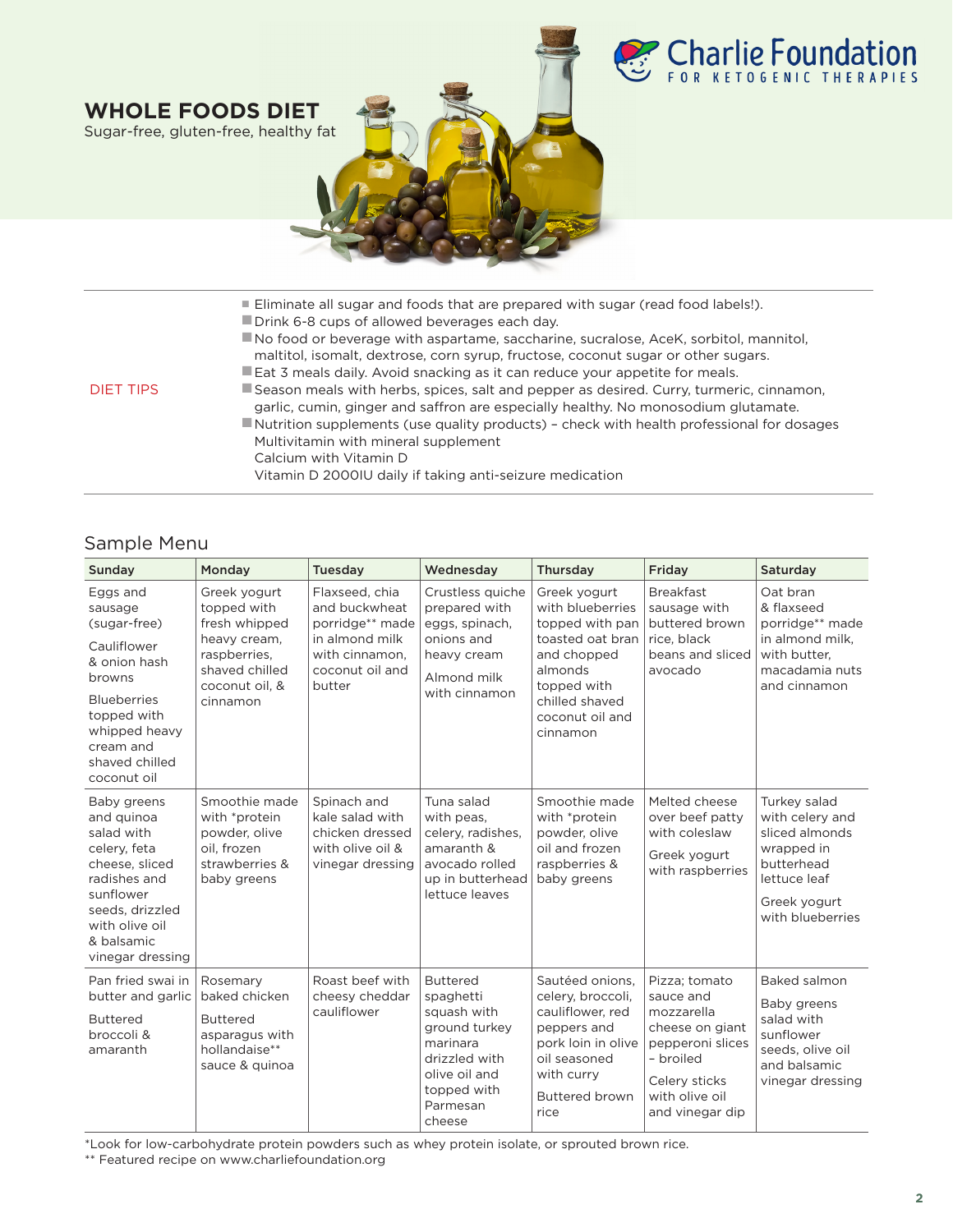Charlie Foundation FOR KETOGENIC THERAPIES

# WHOLE FOODS DIET

Sugar-free, gluten-free, healthy fat

**DIET TIPS**

- Eliminate all sugar and foods that are prepared with sugar (read food labels!).
- Drink 6-8 cups of allowed beverages each day.
- No food or beverage with aspartame, saccharine, sucralose, AceK, sorbitol, mannitol, maltitol, isomalt, dextrose, corn syrup, fructose, coconut sugar or other sugars.
- Eat 3 meals daily. Avoid snacking as it can reduce your appetite for meals.
- Season meals with herbs, spices, salt and pepper as desired. Curry, turmeric, cinnamon, garlic, cumin, ginger and saffron are especially healthy. No monosodium glutamate.
- Nutrition supplements (use quality products) – check with health professional for dosages
  Multivitamin with mineral supplement
  Calcium with Vitamin D
  Vitamin D 2000IU daily if taking anti-seizure medication

## Sample Menu

| Sunday | Monday | Tuesday | Wednesday | Thursday | Friday | Saturday |
|---|---|---|---|---|---|---|
| Eggs and sausage (sugar-free)<br>Cauliflower & onion hash browns<br>Blueberries topped with whipped heavy cream and shaved chilled coconut oil | Greek yogurt topped with fresh whipped heavy cream, raspberries, shaved chilled coconut oil, & cinnamon | Flaxseed, chia and buckwheat porridge** made in almond milk with cinnamon, coconut oil and butter | Crustless quiche prepared with eggs, spinach, onions and heavy cream<br>Almond milk with cinnamon | Greek yogurt with blueberries topped with pan toasted oat bran and chopped almonds topped with chilled shaved coconut oil and cinnamon | Breakfast sausage with buttered brown rice, black beans and sliced avocado | Oat bran & flaxseed porridge** made in almond milk, with butter, macadamia nuts and cinnamon |
| Baby greens and quinoa salad with celery, feta cheese, sliced radishes and sunflower seeds, drizzled with olive oil & balsamic vinegar dressing | Smoothie made with *protein powder, olive oil, frozen strawberries & baby greens | Spinach and kale salad with chicken dressed with olive oil & vinegar dressing | Tuna salad with peas, celery, radishes, amaranth & avocado rolled up in butterhead lettuce leaves | Smoothie made with *protein powder, olive oil and frozen raspberries & baby greens | Melted cheese over beef patty with coleslaw<br>Greek yogurt with raspberries | Turkey salad with celery and sliced almonds wrapped in butterhead lettuce leaf<br>Greek yogurt with blueberries |
| Pan fried swai in butter and garlic<br>Buttered broccoli & amaranth | Rosemary baked chicken<br>Buttered asparagus with hollandaise** sauce & quinoa | Roast beef with cheesy cheddar cauliflower | Buttered spaghetti squash with ground turkey marinara drizzled with olive oil and topped with Parmesan cheese | Sautéed onions, celery, broccoli, cauliflower, red peppers and pork loin in olive oil seasoned with curry<br>Buttered brown rice | Pizza; tomato sauce and mozzarella cheese on giant pepperoni slices – broiled<br>Celery sticks with olive oil and vinegar dip | Baked salmon<br>Baby greens salad with sunflower seeds, olive oil and balsamic vinegar dressing |

*Look for low-carbohydrate protein powders such as whey protein isolate, or sprouted brown rice.
** Featured recipe on www.charliefoundation.org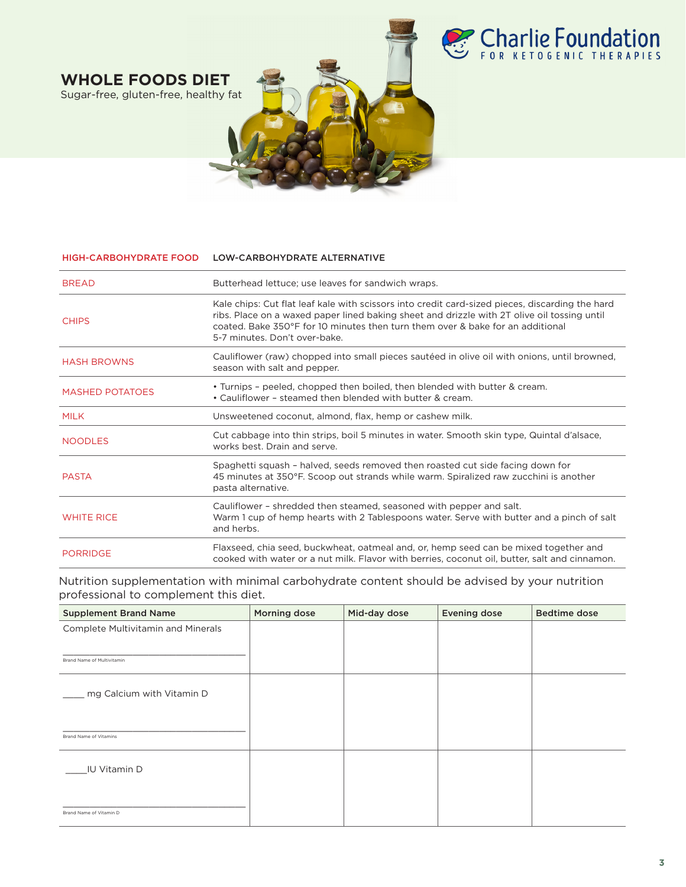# WHOLE FOODS DIET

Sugar-free, gluten-free, healthy fat

Charlie Foundation FOR KETOGENIC THERAPIES

| HIGH-CARBOHYDRATE FOOD | LOW-CARBOHYDRATE ALTERNATIVE |
|---|---|
| BREAD | Butterhead lettuce; use leaves for sandwich wraps. |
| CHIPS | Kale chips: Cut flat leaf kale with scissors into credit card-sized pieces, discarding the hard ribs. Place on a waxed paper lined baking sheet and drizzle with 2T olive oil tossing until coated. Bake 350°F for 10 minutes then turn them over & bake for an additional 5-7 minutes. Don't over-bake. |
| HASH BROWNS | Cauliflower (raw) chopped into small pieces sautéed in olive oil with onions, until browned, season with salt and pepper. |
| MASHED POTATOES | • Turnips – peeled, chopped then boiled, then blended with butter & cream.<br>• Cauliflower – steamed then blended with butter & cream. |
| MILK | Unsweetened coconut, almond, flax, hemp or cashew milk. |
| NOODLES | Cut cabbage into thin strips, boil 5 minutes in water. Smooth skin type, Quintal d'alsace, works best. Drain and serve. |
| PASTA | Spaghetti squash – halved, seeds removed then roasted cut side facing down for 45 minutes at 350°F. Scoop out strands while warm. Spiralized raw zucchini is another pasta alternative. |
| WHITE RICE | Cauliflower – shredded then steamed, seasoned with pepper and salt.<br>Warm 1 cup of hemp hearts with 2 Tablespoons water. Serve with butter and a pinch of salt and herbs. |
| PORRIDGE | Flaxseed, chia seed, buckwheat, oatmeal and, or, hemp seed can be mixed together and cooked with water or a nut milk. Flavor with berries, coconut oil, butter, salt and cinnamon. |

Nutrition supplementation with minimal carbohydrate content should be advised by your nutrition professional to complement this diet.

| Supplement Brand Name | Morning dose | Mid-day dose | Evening dose | Bedtime dose |
|---|---|---|---|---|
| Complete Multivitamin and Minerals<br>______________________<br>Brand Name of Multivitamin | | | | |
| ____ mg Calcium with Vitamin D<br>______________________<br>Brand Name of Vitamins | | | | |
| ____IU Vitamin D<br>______________________<br>Brand Name of Vitamin D | | | | |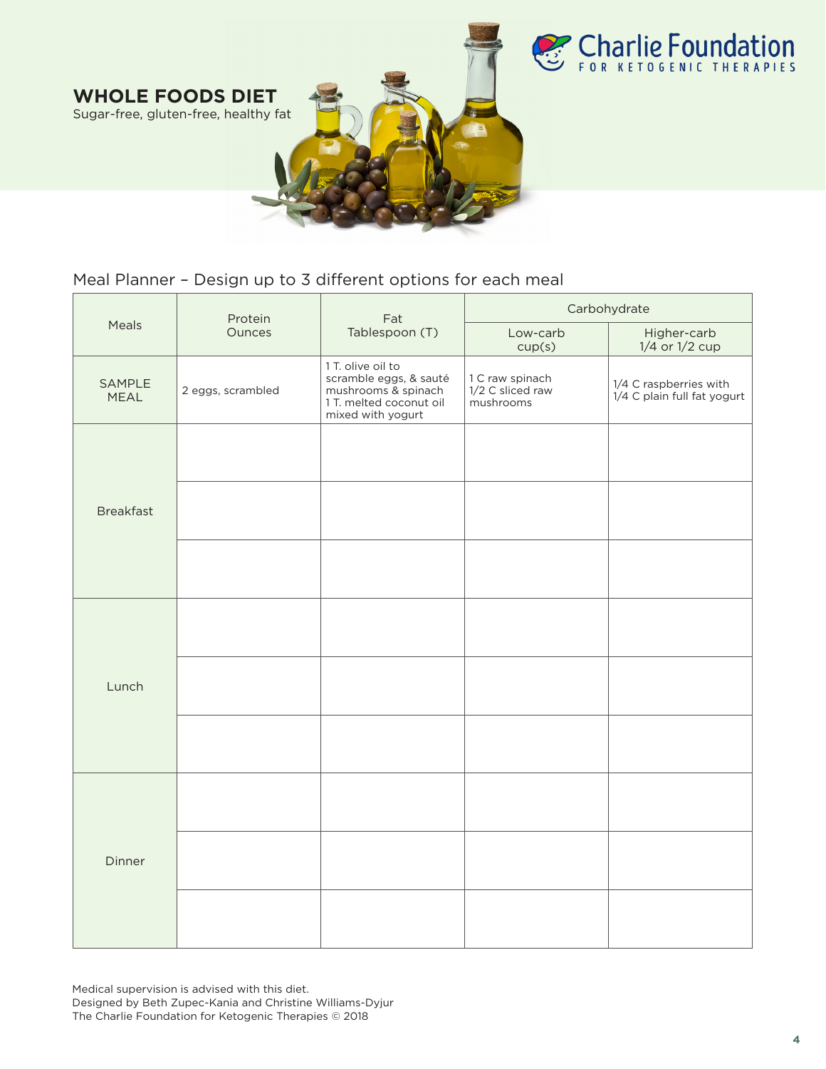Charlie Foundation
FOR KETOGENIC THERAPIES

## WHOLE FOODS DIET

Sugar-free, gluten-free, healthy fat

### Meal Planner – Design up to 3 different options for each meal

| Meals | Protein Ounces | Fat Tablespoon (T) | Carbohydrate | |
|---|---|---|---|---|
| | | | Low-carb cup(s) | Higher-carb 1/4 or 1/2 cup |
| SAMPLE MEAL | 2 eggs, scrambled | 1 T. olive oil to scramble eggs, & sauté mushrooms & spinach<br>1 T. melted coconut oil mixed with yogurt | 1 C raw spinach<br>1/2 C sliced raw mushrooms | 1/4 C raspberries with 1/4 C plain full fat yogurt |
| Breakfast | | | | |
| | | | | |
| | | | | |
| Lunch | | | | |
| | | | | |
| | | | | |
| Dinner | | | | |
| | | | | |
| | | | | |

Medical supervision is advised with this diet.
Designed by Beth Zupec-Kania and Christine Williams-Dyjur
The Charlie Foundation for Ketogenic Therapies © 2018